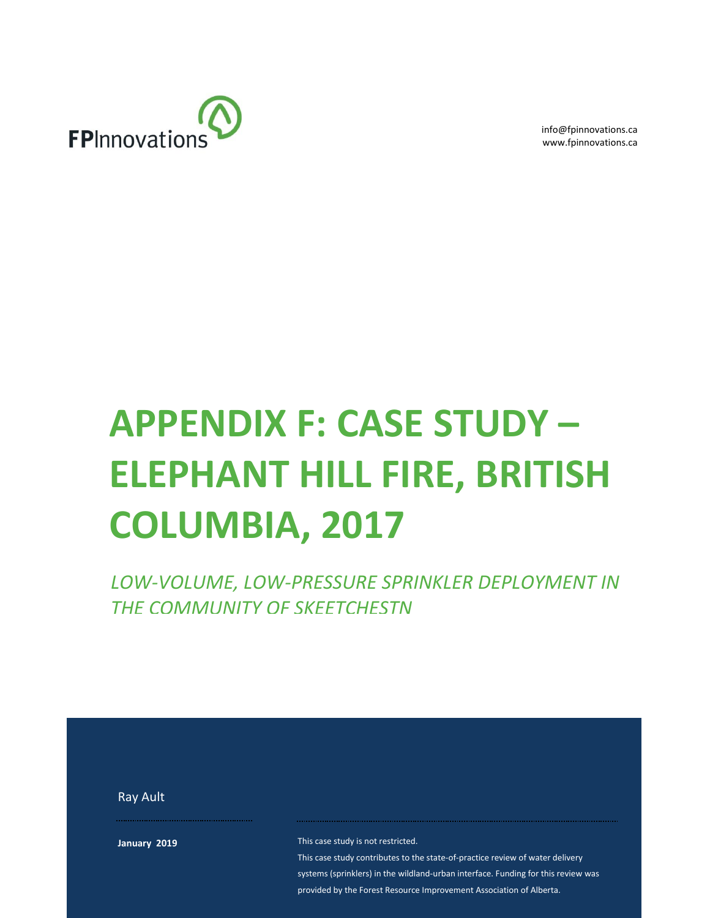FPInnovations

info@fpinnovations.ca
www.fpinnovations.ca

# APPENDIX F: CASE STUDY – ELEPHANT HILL FIRE, BRITISH COLUMBIA, 2017

*LOW-VOLUME, LOW-PRESSURE SPRINKLER DEPLOYMENT IN THE COMMUNITY OF SKEETCHESTN*

Ray Ault

**January 2019**

This case study is not restricted.

This case study contributes to the state-of-practice review of water delivery systems (sprinklers) in the wildland-urban interface. Funding for this review was provided by the Forest Resource Improvement Association of Alberta.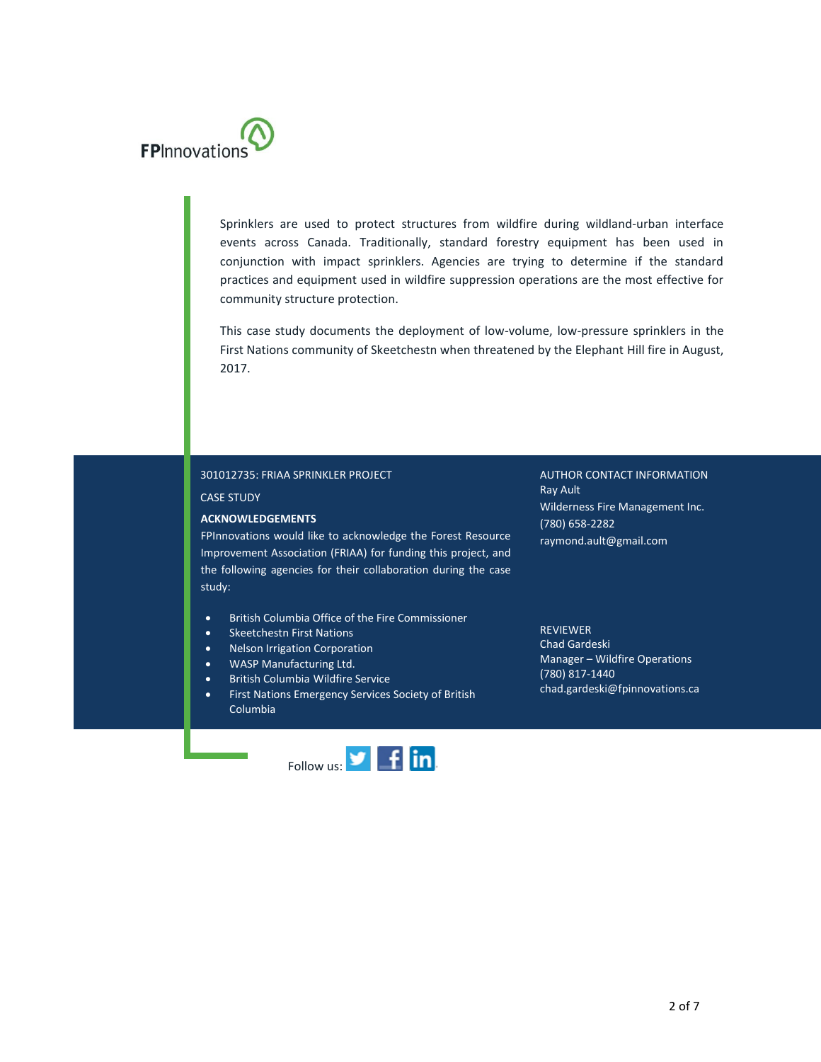FPInnovations

Sprinklers are used to protect structures from wildfire during wildland-urban interface events across Canada. Traditionally, standard forestry equipment has been used in conjunction with impact sprinklers. Agencies are trying to determine if the standard practices and equipment used in wildfire suppression operations are the most effective for community structure protection.

This case study documents the deployment of low-volume, low-pressure sprinklers in the First Nations community of Skeetchestn when threatened by the Elephant Hill fire in August, 2017.

301012735: FRIAA SPRINKLER PROJECT

CASE STUDY

**ACKNOWLEDGEMENTS**

FPInnovations would like to acknowledge the Forest Resource Improvement Association (FRIAA) for funding this project, and the following agencies for their collaboration during the case study:

- British Columbia Office of the Fire Commissioner
- Skeetchestn First Nations
- Nelson Irrigation Corporation
- WASP Manufacturing Ltd.
- British Columbia Wildfire Service
- First Nations Emergency Services Society of British Columbia

AUTHOR CONTACT INFORMATION
Ray Ault
Wilderness Fire Management Inc.
(780) 658-2282
raymond.ault@gmail.com

REVIEWER
Chad Gardeski
Manager – Wildfire Operations
(780) 817-1440
chad.gardeski@fpinnovations.ca

Follow us: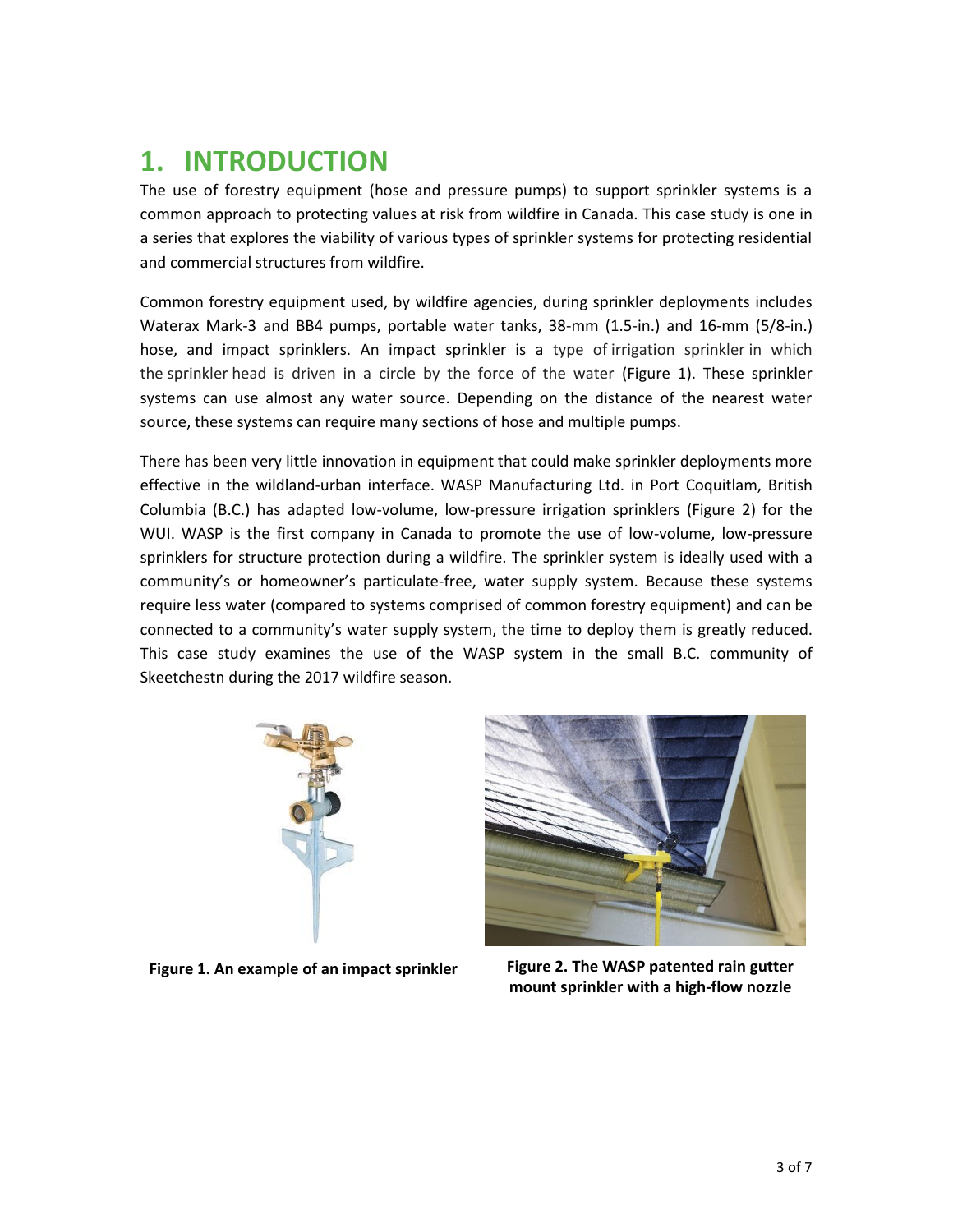# 1. INTRODUCTION

The use of forestry equipment (hose and pressure pumps) to support sprinkler systems is a common approach to protecting values at risk from wildfire in Canada. This case study is one in a series that explores the viability of various types of sprinkler systems for protecting residential and commercial structures from wildfire.

Common forestry equipment used, by wildfire agencies, during sprinkler deployments includes Waterax Mark-3 and BB4 pumps, portable water tanks, 38-mm (1.5-in.) and 16-mm (5/8-in.) hose, and impact sprinklers. An impact sprinkler is a type of irrigation sprinkler in which the sprinkler head is driven in a circle by the force of the water (Figure 1). These sprinkler systems can use almost any water source. Depending on the distance of the nearest water source, these systems can require many sections of hose and multiple pumps.

There has been very little innovation in equipment that could make sprinkler deployments more effective in the wildland-urban interface. WASP Manufacturing Ltd. in Port Coquitlam, British Columbia (B.C.) has adapted low-volume, low-pressure irrigation sprinklers (Figure 2) for the WUI. WASP is the first company in Canada to promote the use of low-volume, low-pressure sprinklers for structure protection during a wildfire. The sprinkler system is ideally used with a community's or homeowner's particulate-free, water supply system. Because these systems require less water (compared to systems comprised of common forestry equipment) and can be connected to a community's water supply system, the time to deploy them is greatly reduced. This case study examines the use of the WASP system in the small B.C. community of Skeetchestn during the 2017 wildfire season.

**Figure 1. An example of an impact sprinkler**

**Figure 2. The WASP patented rain gutter mount sprinkler with a high-flow nozzle**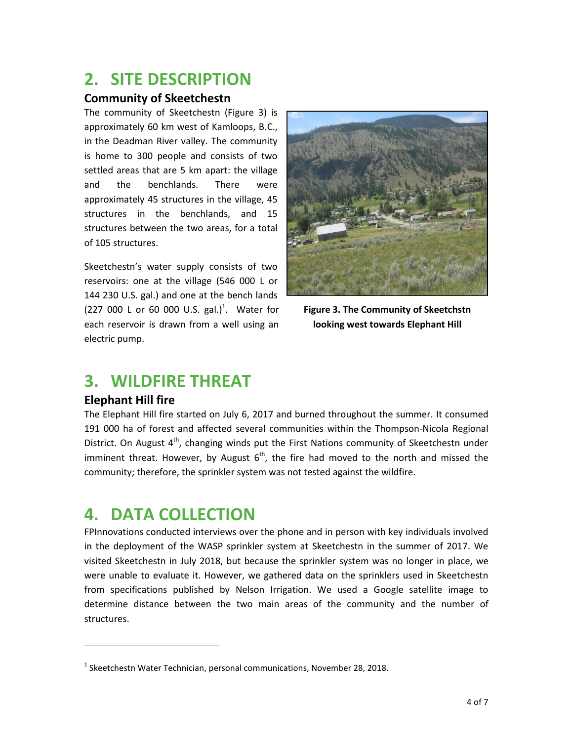# 2. SITE DESCRIPTION

## Community of Skeetchestn

The community of Skeetchestn (Figure 3) is approximately 60 km west of Kamloops, B.C., in the Deadman River valley. The community is home to 300 people and consists of two settled areas that are 5 km apart: the village and the benchlands. There were approximately 45 structures in the village, 45 structures in the benchlands, and 15 structures between the two areas, for a total of 105 structures.

Skeetchestn's water supply consists of two reservoirs: one at the village (546 000 L or 144 230 U.S. gal.) and one at the bench lands (227 000 L or 60 000 U.S. gal.)[1]. Water for each reservoir is drawn from a well using an electric pump.

**Figure 3. The Community of Skeetchstn looking west towards Elephant Hill**

# 3. WILDFIRE THREAT

## Elephant Hill fire

The Elephant Hill fire started on July 6, 2017 and burned throughout the summer. It consumed 191 000 ha of forest and affected several communities within the Thompson-Nicola Regional District. On August 4th, changing winds put the First Nations community of Skeetchestn under imminent threat. However, by August 6th, the fire had moved to the north and missed the community; therefore, the sprinkler system was not tested against the wildfire.

# 4. DATA COLLECTION

FPInnovations conducted interviews over the phone and in person with key individuals involved in the deployment of the WASP sprinkler system at Skeetchestn in the summer of 2017. We visited Skeetchestn in July 2018, but because the sprinkler system was no longer in place, we were unable to evaluate it. However, we gathered data on the sprinklers used in Skeetchestn from specifications published by Nelson Irrigation. We used a Google satellite image to determine distance between the two main areas of the community and the number of structures.

---

[1] Skeetchestn Water Technician, personal communications, November 28, 2018.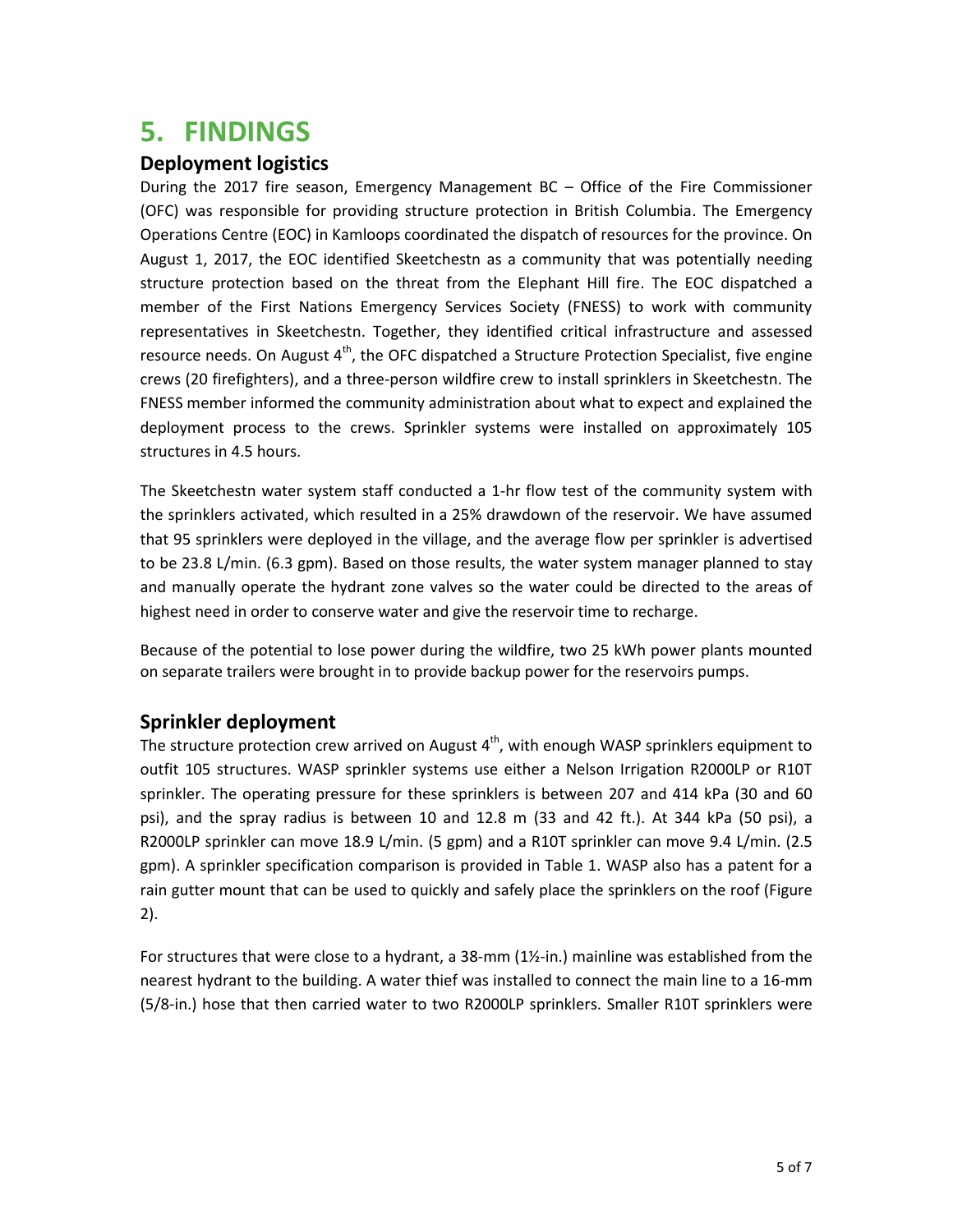# 5. FINDINGS

## Deployment logistics

During the 2017 fire season, Emergency Management BC – Office of the Fire Commissioner (OFC) was responsible for providing structure protection in British Columbia. The Emergency Operations Centre (EOC) in Kamloops coordinated the dispatch of resources for the province. On August 1, 2017, the EOC identified Skeetchestn as a community that was potentially needing structure protection based on the threat from the Elephant Hill fire. The EOC dispatched a member of the First Nations Emergency Services Society (FNESS) to work with community representatives in Skeetchestn. Together, they identified critical infrastructure and assessed resource needs. On August 4th, the OFC dispatched a Structure Protection Specialist, five engine crews (20 firefighters), and a three-person wildfire crew to install sprinklers in Skeetchestn. The FNESS member informed the community administration about what to expect and explained the deployment process to the crews. Sprinkler systems were installed on approximately 105 structures in 4.5 hours.

The Skeetchestn water system staff conducted a 1-hr flow test of the community system with the sprinklers activated, which resulted in a 25% drawdown of the reservoir. We have assumed that 95 sprinklers were deployed in the village, and the average flow per sprinkler is advertised to be 23.8 L/min. (6.3 gpm). Based on those results, the water system manager planned to stay and manually operate the hydrant zone valves so the water could be directed to the areas of highest need in order to conserve water and give the reservoir time to recharge.

Because of the potential to lose power during the wildfire, two 25 kWh power plants mounted on separate trailers were brought in to provide backup power for the reservoirs pumps.

## Sprinkler deployment

The structure protection crew arrived on August 4th, with enough WASP sprinklers equipment to outfit 105 structures. WASP sprinkler systems use either a Nelson Irrigation R2000LP or R10T sprinkler. The operating pressure for these sprinklers is between 207 and 414 kPa (30 and 60 psi), and the spray radius is between 10 and 12.8 m (33 and 42 ft.). At 344 kPa (50 psi), a R2000LP sprinkler can move 18.9 L/min. (5 gpm) and a R10T sprinkler can move 9.4 L/min. (2.5 gpm). A sprinkler specification comparison is provided in Table 1. WASP also has a patent for a rain gutter mount that can be used to quickly and safely place the sprinklers on the roof (Figure 2).

For structures that were close to a hydrant, a 38-mm (1½-in.) mainline was established from the nearest hydrant to the building. A water thief was installed to connect the main line to a 16-mm (5/8-in.) hose that then carried water to two R2000LP sprinklers. Smaller R10T sprinklers were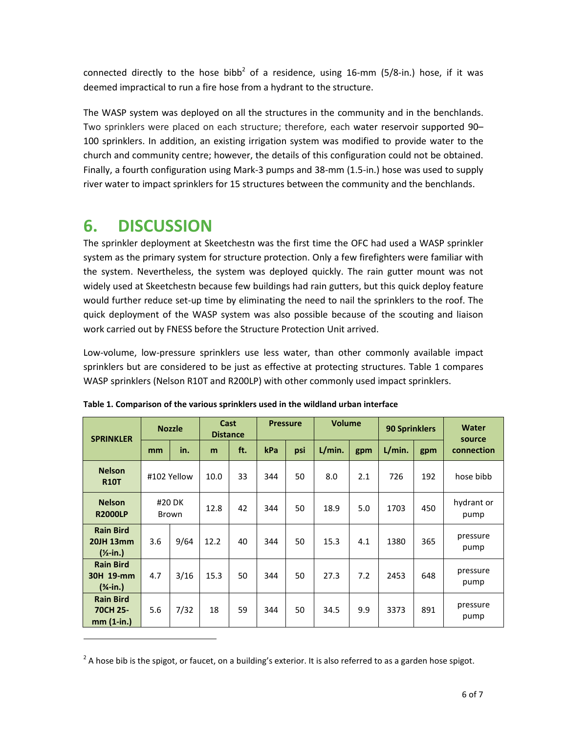connected directly to the hose bibb[2] of a residence, using 16-mm (5/8-in.) hose, if it was deemed impractical to run a fire hose from a hydrant to the structure.

The WASP system was deployed on all the structures in the community and in the benchlands. Two sprinklers were placed on each structure; therefore, each water reservoir supported 90–100 sprinklers. In addition, an existing irrigation system was modified to provide water to the church and community centre; however, the details of this configuration could not be obtained. Finally, a fourth configuration using Mark-3 pumps and 38-mm (1.5-in.) hose was used to supply river water to impact sprinklers for 15 structures between the community and the benchlands.

# 6. DISCUSSION

The sprinkler deployment at Skeetchestn was the first time the OFC had used a WASP sprinkler system as the primary system for structure protection. Only a few firefighters were familiar with the system. Nevertheless, the system was deployed quickly. The rain gutter mount was not widely used at Skeetchestn because few buildings had rain gutters, but this quick deploy feature would further reduce set-up time by eliminating the need to nail the sprinklers to the roof. The quick deployment of the WASP system was also possible because of the scouting and liaison work carried out by FNESS before the Structure Protection Unit arrived.

Low-volume, low-pressure sprinklers use less water, than other commonly available impact sprinklers but are considered to be just as effective at protecting structures. Table 1 compares WASP sprinklers (Nelson R10T and R200LP) with other commonly used impact sprinklers.

**Table 1. Comparison of the various sprinklers used in the wildland urban interface**

| SPRINKLER | Nozzle | | Cast Distance | | Pressure | | Volume | | 90 Sprinklers | | Water source connection |
|---|---|---|---|---|---|---|---|---|---|---|---|
| | mm | in. | m | ft. | kPa | psi | L/min. | gpm | L/min. | gpm | |
| **Nelson R10T** | #102 Yellow | | 10.0 | 33 | 344 | 50 | 8.0 | 2.1 | 726 | 192 | hose bibb |
| **Nelson R2000LP** | #20 DK Brown | | 12.8 | 42 | 344 | 50 | 18.9 | 5.0 | 1703 | 450 | hydrant or pump |
| **Rain Bird 20JH 13mm (½-in.)** | 3.6 | 9/64 | 12.2 | 40 | 344 | 50 | 15.3 | 4.1 | 1380 | 365 | pressure pump |
| **Rain Bird 30H 19-mm (¾-in.)** | 4.7 | 3/16 | 15.3 | 50 | 344 | 50 | 27.3 | 7.2 | 2453 | 648 | pressure pump |
| **Rain Bird 70CH 25-mm (1-in.)** | 5.6 | 7/32 | 18 | 59 | 344 | 50 | 34.5 | 9.9 | 3373 | 891 | pressure pump |

[2] A hose bib is the spigot, or faucet, on a building's exterior. It is also referred to as a garden hose spigot.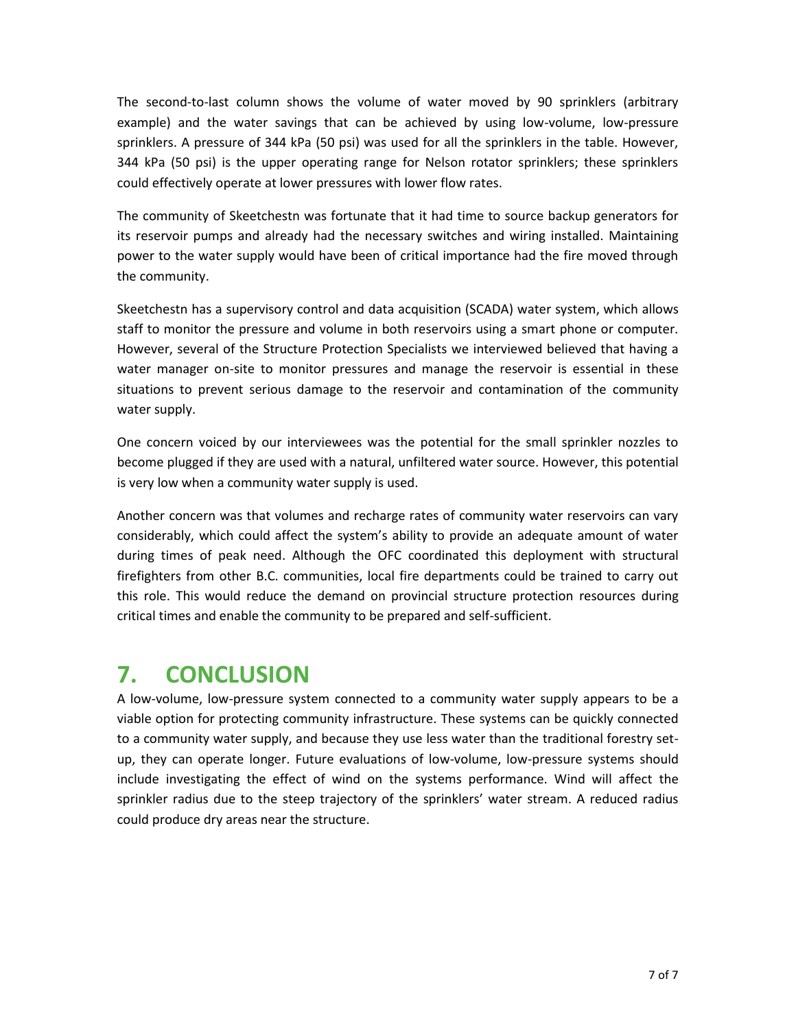The second-to-last column shows the volume of water moved by 90 sprinklers (arbitrary example) and the water savings that can be achieved by using low-volume, low-pressure sprinklers. A pressure of 344 kPa (50 psi) was used for all the sprinklers in the table. However, 344 kPa (50 psi) is the upper operating range for Nelson rotator sprinklers; these sprinklers could effectively operate at lower pressures with lower flow rates.

The community of Skeetchestn was fortunate that it had time to source backup generators for its reservoir pumps and already had the necessary switches and wiring installed. Maintaining power to the water supply would have been of critical importance had the fire moved through the community.

Skeetchestn has a supervisory control and data acquisition (SCADA) water system, which allows staff to monitor the pressure and volume in both reservoirs using a smart phone or computer. However, several of the Structure Protection Specialists we interviewed believed that having a water manager on-site to monitor pressures and manage the reservoir is essential in these situations to prevent serious damage to the reservoir and contamination of the community water supply.

One concern voiced by our interviewees was the potential for the small sprinkler nozzles to become plugged if they are used with a natural, unfiltered water source. However, this potential is very low when a community water supply is used.

Another concern was that volumes and recharge rates of community water reservoirs can vary considerably, which could affect the system's ability to provide an adequate amount of water during times of peak need. Although the OFC coordinated this deployment with structural firefighters from other B.C. communities, local fire departments could be trained to carry out this role. This would reduce the demand on provincial structure protection resources during critical times and enable the community to be prepared and self-sufficient.

# 7. CONCLUSION

A low-volume, low-pressure system connected to a community water supply appears to be a viable option for protecting community infrastructure. These systems can be quickly connected to a community water supply, and because they use less water than the traditional forestry set-up, they can operate longer. Future evaluations of low-volume, low-pressure systems should include investigating the effect of wind on the systems performance. Wind will affect the sprinkler radius due to the steep trajectory of the sprinklers' water stream. A reduced radius could produce dry areas near the structure.